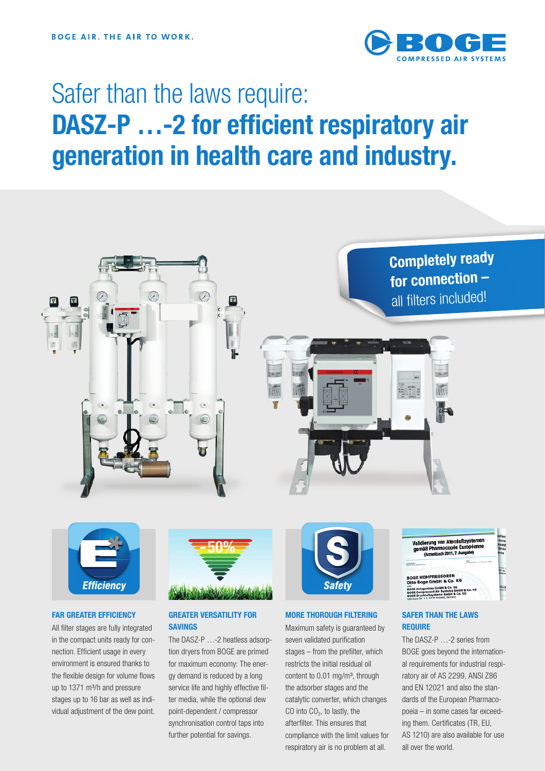BOGE AIR. THE AIR TO WORK.

# Safer than the laws require: **DASZ-P …-2 for efficient respiratory air generation in health care and industry.**

**Completely ready for connection –** all filters included!

### FAR GREATER EFFICIENCY

All filter stages are fully integrated in the compact units ready for connection. Efficient usage in every environment is ensured thanks to the flexible design for volume flows up to 1371 m³/h and pressure stages up to 16 bar as well as individual adjustment of the dew point.

### GREATER VERSATILITY FOR SAVINGS

The DASZ-P …-2 heatless adsorption dryers from BOGE are primed for maximum economy: The energy demand is reduced by a long service life and highly effective filter media, while the optional dew point-dependent / compressor synchronisation control taps into further potential for savings.

### MORE THOROUGH FILTERING

Maximum safety is guaranteed by seven validated purification stages – from the prefilter, which restricts the initial residual oil content to 0.01 mg/m³, through the adsorber stages and the catalytic converter, which changes CO into $CO_2$, to lastly, the afterfilter. This ensures that compliance with the limit values for respiratory air is no problem at all.

### SAFER THAN THE LAWS REQUIRE

The DASZ-P …-2 series from BOGE goes beyond the international requirements for industrial respiratory air of AS 2299, ANSI Z86 and EN 12021 and also the standards of the European Pharmacopoeia – in some cases far exceeding them. Certificates (TR, EU, AS 1210) are also available for use all over the world.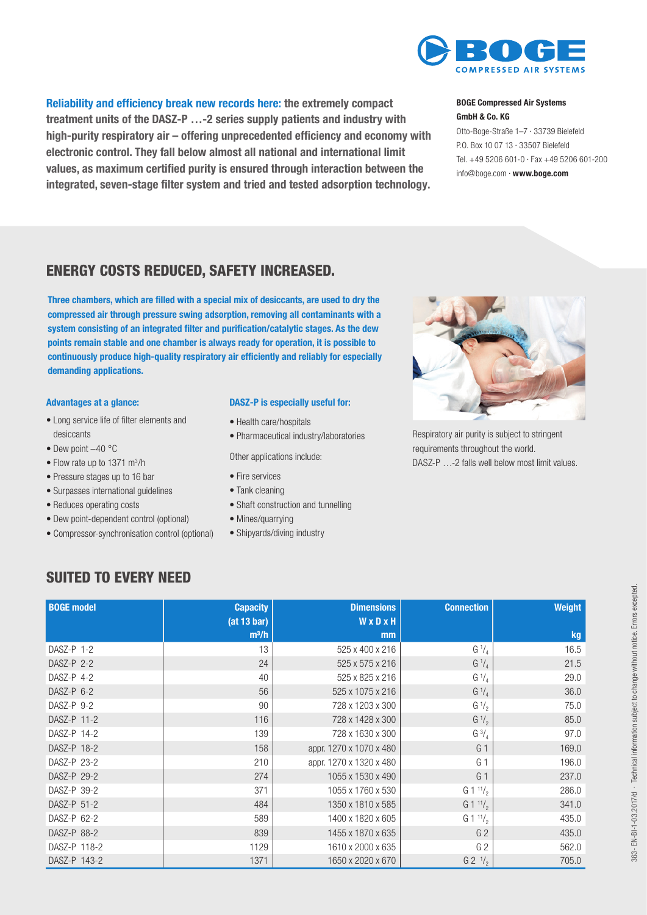**Reliability and efficiency break new records here:** **the extremely compact treatment units of the DASZ-P …-2 series supply patients and industry with high-purity respiratory air – offering unprecedented efficiency and economy with electronic control. They fall below almost all national and international limit values, as maximum certified purity is ensured through interaction between the integrated, seven-stage filter system and tried and tested adsorption technology.**

**BOGE Compressed Air Systems GmbH & Co. KG**
Otto-Boge-Straße 1–7 · 33739 Bielefeld
P.O. Box 10 07 13 · 33507 Bielefeld
Tel. +49 5206 601-0 · Fax +49 5206 601-200
info@boge.com · **www.boge.com**

## ENERGY COSTS REDUCED, SAFETY INCREASED.

**Three chambers, which are filled with a special mix of desiccants, are used to dry the compressed air through pressure swing adsorption, removing all contaminants with a system consisting of an integrated filter and purification/catalytic stages. As the dew points remain stable and one chamber is always ready for operation, it is possible to continuously produce high-quality respiratory air efficiently and reliably for especially demanding applications.**

**Advantages at a glance:**

- Long service life of filter elements and desiccants
- Dew point –40 °C
- Flow rate up to 1371 m³/h
- Pressure stages up to 16 bar
- Surpasses international guidelines
- Reduces operating costs
- Dew point-dependent control (optional)
- Compressor-synchronisation control (optional)

**DASZ-P is especially useful for:**

- Health care/hospitals
- Pharmaceutical industry/laboratories

Other applications include:

- Fire services
- Tank cleaning
- Shaft construction and tunnelling
- Mines/quarrying
- Shipyards/diving industry

Respiratory air purity is subject to stringent requirements throughout the world. DASZ-P …-2 falls well below most limit values.

## SUITED TO EVERY NEED

| BOGE model | Capacity (at 13 bar) m³/h | Dimensions W x D x H mm | Connection | Weight kg |
|---|---|---|---|---|
| DASZ-P 1-2 | 13 | 525 x 400 x 216 | G 1/4 | 16.5 |
| DASZ-P 2-2 | 24 | 525 x 575 x 216 | G 1/4 | 21.5 |
| DASZ-P 4-2 | 40 | 525 x 825 x 216 | G 1/4 | 29.0 |
| DASZ-P 6-2 | 56 | 525 x 1075 x 216 | G 1/4 | 36.0 |
| DASZ-P 9-2 | 90 | 728 x 1203 x 300 | G 1/2 | 75.0 |
| DASZ-P 11-2 | 116 | 728 x 1428 x 300 | G 1/2 | 85.0 |
| DASZ-P 14-2 | 139 | 728 x 1630 x 300 | G 3/4 | 97.0 |
| DASZ-P 18-2 | 158 | appr. 1270 x 1070 x 480 | G 1 | 169.0 |
| DASZ-P 23-2 | 210 | appr. 1270 x 1320 x 480 | G 1 | 196.0 |
| DASZ-P 29-2 | 274 | 1055 x 1530 x 490 | G 1 | 237.0 |
| DASZ-P 39-2 | 371 | 1055 x 1760 x 530 | G 1 11/2 | 286.0 |
| DASZ-P 51-2 | 484 | 1350 x 1810 x 585 | G 1 11/2 | 341.0 |
| DASZ-P 62-2 | 589 | 1400 x 1820 x 605 | G 1 11/2 | 435.0 |
| DASZ-P 88-2 | 839 | 1455 x 1870 x 635 | G 2 | 435.0 |
| DASZ-P 118-2 | 1129 | 1610 x 2000 x 635 | G 2 | 562.0 |
| DASZ-P 143-2 | 1371 | 1650 x 2020 x 670 | G 2 1/2 | 705.0 |

363- EN-BI-1-03.2017/d · Technical information subject to change without notice. Errors excepted.